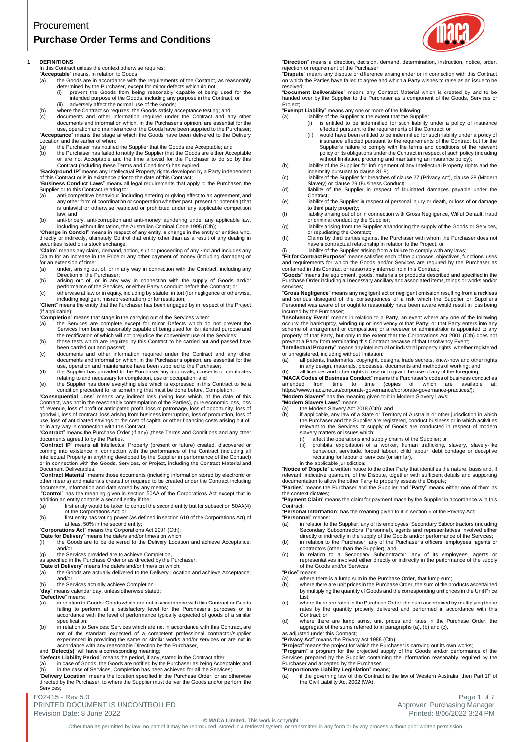# Procurement

# Purchase Order Terms and Conditions

## 1 DEFINITIONS

In this Contract unless the context otherwise requires:

"**Acceptable**" means, in relation to Goods:

(a) the Goods are in accordance with the requirements of the Contract, as reasonably determined by the Purchaser, except for minor defects which do not:
   (i) prevent the Goods from being reasonably capable of being used for the intended purpose of the Goods, including any purpose in the Contract; or
   (ii) adversely affect the normal use of the Goods;

(b) where the Contract so requires, the Goods satisfy acceptance testing; and

(c) documents and other information required under the Contract and any other documents and information which, in the Purchaser's opinion, are essential for the use, operation and maintenance of the Goods have been supplied to the Purchaser;

"**Acceptance**" means the stage at which the Goods have been delivered to the Delivery Location and the earlier of when:

(a) the Purchaser has notified the Supplier that the Goods are Acceptable; and

(b) the Purchaser has failed to notify the Supplier that the Goods are either Acceptable or are not Acceptable and the time allowed for the Purchaser to do so by this Contract (including these Terms and Conditions) has expired;

"**Background IP**" means any Intellectual Property rights developed by a Party independent of this Contract or is in existence prior to the date of this Contract;

"**Business Conduct Laws**" means all legal requirements that apply to the Purchaser, the Supplier or to this Contract relating to:

(a) anti-competitive behaviour (including entering or giving effect to an agreement, and any other form of coordination or cooperation whether past, present or potential) that is unlawful or otherwise restricted or prohibited under any applicable competition law; and

(b) anti-bribery, anti-corruption and anti-money laundering under any applicable law, including without limitation, the Australian Criminal Code 1995 (Cth);

"**Change in Control**" means in respect of any entity, a change in the entity or entities who, directly or indirectly, ultimately Control that entity other than as a result of any dealing in securities listed on a stock exchange;

"**Claim**" means any claim, demand, action, suit or proceeding of any kind and includes any Claim for an increase in the Price or any other payment of money (including damages) or for an extension of time:

(a) under, arising out of, or in any way in connection with the Contract, including any Direction of the Purchaser;

(b) arising out of, or in any way in connection with the supply of Goods and/or performance of the Services, or either Party's conduct before the Contract; or

(c) otherwise at law or in equity, including by statute, in tort (for negligence or otherwise, including negligent misrepresentation) or for restitution;

"**Client**" means the entity that the Purchaser has been engaged by in respect of the Project (if applicable);

"**Completion**" means that stage in the carrying out of the Services when:

(a) the Services are complete except for minor Defects which do not prevent the Services from being reasonably capable of being used for its intended purpose and the rectification of which will not prejudice the convenient use of the Services;

(b) those tests which are required by this Contract to be carried out and passed have been carried out and passed;

(c) documents and other information required under the Contract and any other documents and information which, in the Purchaser's opinion, are essential for the use, operation and maintenance have been supplied to the Purchaser;

(d) the Supplier has provided to the Purchaser any approvals, consents or certificates relating to and necessary for completion, use or occupation; and

(e) the Supplier has done everything else which is expressed in this Contract to be a condition precedent to, or something that must be done before, Completion;

"**Consequential Loss**" means any indirect loss (being loss which, at the date of this Contract, was not in the reasonable contemplation of the Parties), pure economic loss, loss of revenue, loss of profit or anticipated profit, loss of patronage, loss of opportunity, loss of goodwill, loss of contract, loss arising from business interruption, loss of production, loss of use, loss of anticipated savings or the cost of capital or other financing costs arising out of, or in any way in connection with this Contract;

"**Contract**" means the Purchase Order (if any) ,these Terms and Conditions and any other documents agreed to by the Parties.;

"**Contract IP**" means all Intellectual Property (present or future) created, discovered or coming into existence in connection with the performance of the Contract (including all Intellectual Property in anything developed by the Supplier in performance of the Contract) or in connection with the Goods, Services, or Project, including the Contract Material and Document Deliverables;

"**Contract Material**" means those documents (including information stored by electronic or other means) and materials created or required to be created under the Contract including documents, information and data stored by any means;

"**Control**" has the meaning given in section 50AA of the Corporations Act except that in addition an entity controls a second entity if the:

(a) first entity would be taken to control the second entity but for subsection 50AA(4) of the Corporations Act; or

(b) first entity has voting power (as defined in section 610 of the Corporations Act) of at least 50% in the second entity;

"**Corporations Act**" means the Corporations Act 2001 (Cth);

"**Date for Delivery**" means the date/s and/or time/s on which:

(f) the Goods are to be delivered to the Delivery Location and achieve Acceptance; and/or

(g) the Services provided are to achieve Completion,

as specified in the Purchase Order or as directed by the Purchaser.

"**Date of Delivery**" means the date/s and/or time/s on which:

(a) the Goods are actually delivered to the Delivery Location and achieve Acceptance; and/or

(b) the Services actually achieve Completion.

"**day**" means calendar day, unless otherwise stated;

"**Defective**" means:

(a) in relation to Goods: Goods which are not in accordance with this Contract or Goods failing to perform at a satisfactory level for the Purchaser's purposes or in accordance with the level of performance typically expected of goods of a similar specification;

(b) in relation to Services: Services which are not in accordance with this Contract, are not of the standard expected of a competent professional contractor/supplier experienced in providing the same or similar works and/or services or are not in accordance with any reasonable Direction by the Purchaser,

and "**Defect(s)**" will have a corresponding meaning;

"**Defects Liability Period**" means the period, if any, stated in the Contract after:

(a) in case of Goods, the Goods are notified by the Purchaser as being Acceptable; and

(b) in the case of Services, Completion has been achieved for all the Services;

"**Delivery Location**" means the location specified in the Purchase Order, or as otherwise directed by the Purchaser, to where the Supplier must deliver the Goods and/or perform the Services;

"**Direction**" means a direction, decision, demand, determination, instruction, notice, order, rejection or requirement of the Purchaser;

"**Dispute**" means any dispute or difference arising under or in connection with this Contract on which the Parties have failed to agree and which a Party wishes to raise as an issue to be resolved;

"**Document Deliverables**" means any Contract Material which is created by and to be handed over by the Supplier to the Purchaser as a component of the Goods, Services or Project;

"**Exempt Liability**" means any one or more of the following:

(a) liability of the Supplier to the extent that the Supplier:
   (i) is entitled to be indemnified for such liability under a policy of insurance effected pursuant to the requirements of the Contract; or
   (ii) would have been entitled to be indemnified for such liability under a policy of insurance effected pursuant to the requirements of the Contract but for the Supplier's failure to comply with the terms and conditions of the relevant policy or its obligations under the Contract in respect of such policy (including without limitation, procuring and maintaining an insurance policy);

(b) liability of the Supplier for infringement of any Intellectual Property rights and the indemnity pursuant to clause 31.8;

(c) liability of the Supplier for breaches of clause 27 (Privacy Act), clause 28 (Modern Slavery) or clause 29 (Business Conduct);

(d) liability of the Supplier in respect of liquidated damages payable under the Contract;

(e) liability of the Supplier in respect of personal injury or death, or loss of or damage to third party property;

(f) liability arising out of or in connection with Gross Negligence, Wilful Default, fraud or criminal conduct by the Supplier;

(g) liability arising from the Supplier abandoning the supply of the Goods or Services, or repudiating the Contract;

(h) Claims by third parties against the Purchaser with whom the Purchaser does not have a contractual relationship in relation to the Project; or

(i) liability of the Supplier arising from a failure to comply with any laws;

"**Fit for Contract Purpose**" means satisfies each of the purposes, objectives, functions, uses and requirements for which the Goods and/or Services are required by the Purchaser as contained in this Contract or reasonably inferred from this Contract;

"**Goods**" means the equipment, goods, materials or products described and specified in the Purchase Order including all necessary ancillary and associated items, things or works and/or services;

"**Gross Negligence**" means any negligent act or negligent omission resulting from a reckless and serious disregard of the consequences of a risk which the Supplier or Supplier's Personnel was aware of or ought to reasonably have been aware would result in loss being incurred by the Purchaser;

"**Insolvency Event**" means in relation to a Party, an event where any one of the following occurs: the bankruptcy, winding up or insolvency of that Party; or that Party enters into any scheme of arrangement or composition; or a receiver or administrator is appointed to any property of that Party, but only to the extent that the Corporations Act 2001 (Cth) does not prevent a Party from terminating this Contract because of that Insolvency Event;

"**Intellectual Property**" means any intellectual or industrial property rights, whether registered or unregistered, including without limitation:

(a) all patents, trademarks, copyright, designs, trade secrets, know-how and other rights in any design, materials, processes, documents and methods of working; and

(b) all licences and other rights to use or to grant the use of any of the foregoing;

"**MACA Codes of Business Conduct**" means the Purchaser's codes of business conduct as amended from time to time (copies of which are available at: https://www.maca.net.au/corporate-governance/corporate-governance-practices/);

"**Modern Slavery**" has the meaning given to it in Modern Slavery Laws;

"**Modern Slavery Laws**" means:

(a) the Modern Slavery Act 2018 (Cth); and

(b) if applicable, any law of a State or Territory of Australia or other jurisdiction in which the Purchaser and the Supplier are registered, conduct business or in which activities relevant to the Services or supply of Goods are conducted in respect of modern slavery matters or issues which:
   (i) affect the operations and supply chains of the Supplier; or
   (ii) prohibits exploitation of a worker, human trafficking, slavery, slavery-like behaviour, servitude, forced labour, child labour, debt bondage or deceptive recruiting for labour or services (or similar),

in the applicable jurisdiction;

"**Notice of Dispute**" a written notice to the other Party that identifies the nature, basis and, if relevant, indicative quantum, of the Dispute, together with sufficient details and supporting documentation to allow the other Party to properly assess the Dispute;

"**Parties**" means the Purchaser and the Supplier and "**Party**" means either one of them as the context dictates;

"**Payment Claim**" means the claim for payment made by the Supplier in accordance with this Contract;

"**Personal Information**" has the meaning given to it in section 6 of the Privacy Act;

"**Personnel**" means:

(a) in relation to the Supplier, any of its employees, Secondary Subcontractors (including Secondary Subcontractors' Personnel), agents and representatives involved either directly or indirectly in the supply of the Goods and/or performance of the Services;

(b) in relation to the Purchaser, any of the Purchaser's officers, employees, agents or contractors (other than the Supplier); and

(c) in relation to a Secondary Subcontractor, any of its employees, agents or representatives involved either directly or indirectly in the performance of the supply of the Goods and/or Services;

"**Price**" means:

(a) where there is a lump sum in the Purchase Order, that lump sum;

(b) where there are unit prices in the Purchase Order, the sum of the products ascertained by multiplying the quantity of Goods and the corresponding unit prices in the Unit Price List;

(c) where there are rates in the Purchase Order, the sum ascertained by multiplying those rates by the quantity properly delivered and performed in accordance with this Contract; or

(d) where there are lump sums, unit prices and rates in the Purchase Order, the aggregate of the sums referred to in paragraphs (a), (b) and (c),

as adjusted under this Contract;

"**Privacy Act**" means the Privacy Act 1988 (Cth);

"**Project**" means the project for which the Purchaser is carrying out its own works;

"**Program**" a program for the projected supply of the Goods and/or performance of the Services prepared by the Supplier containing the information reasonably required by the Purchaser and accepted by the Purchaser.

"**Proportionate Liability Legislation**" means;

(a) if the governing law of this Contract is the law of Western Australia, then Part 1F of the Civil Liability Act 2002 (WA);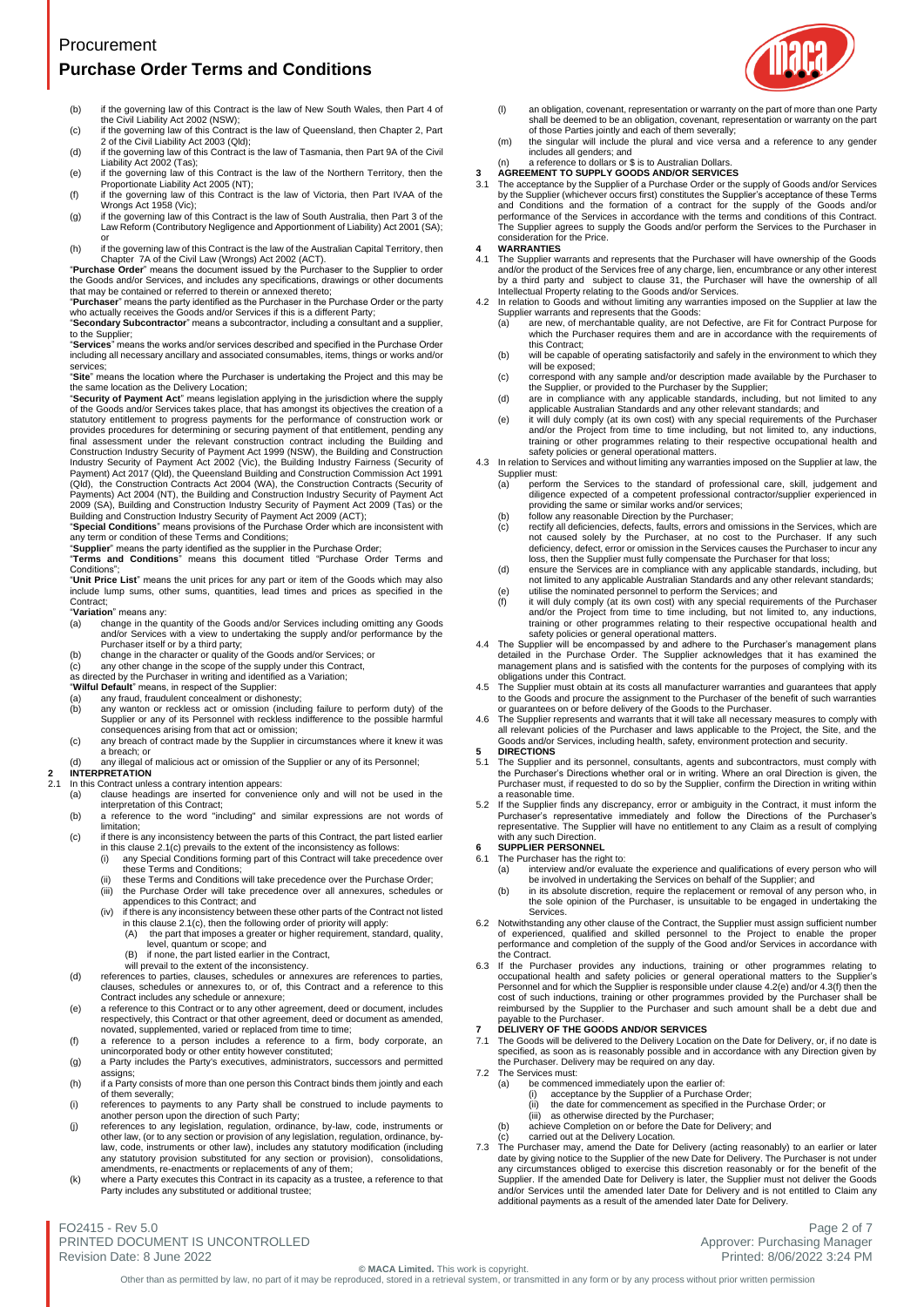(b) if the governing law of this Contract is the law of New South Wales, then Part 4 of the Civil Liability Act 2002 (NSW);

(c) if the governing law of this Contract is the law of Queensland, then Chapter 2, Part 2 of the Civil Liability Act 2003 (Qld);

(d) if the governing law of this Contract is the law of Tasmania, then Part 9A of the Civil Liability Act 2002 (Tas);

(e) if the governing law of this Contract is the law of the Northern Territory, then the Proportionate Liability Act 2005 (NT);

(f) if the governing law of this Contract is the law of Victoria, then Part IVAA of the Wrongs Act 1958 (Vic);

(g) if the governing law of this Contract is the law of South Australia, then Part 3 of the Law Reform (Contributory Negligence and Apportionment of Liability) Act 2001 (SA); or

(h) if the governing law of this Contract is the law of the Australian Capital Territory, then Chapter 7A of the Civil Law (Wrongs) Act 2002 (ACT).

"**Purchase Order**" means the document issued by the Purchaser to the Supplier to order the Goods and/or Services, and includes any specifications, drawings or other documents that may be contained or referred to therein or annexed thereto;

"**Purchaser**" means the party identified as the Purchaser in the Purchase Order or the party who actually receives the Goods and/or Services if this is a different Party;

"**Secondary Subcontractor**" means a subcontractor, including a consultant and a supplier, to the Supplier;

"**Services**" means the works and/or services described and specified in the Purchase Order including all necessary ancillary and associated consumables, items, things or works and/or services;

"**Site**" means the location where the Purchaser is undertaking the Project and this may be the same location as the Delivery Location;

"**Security of Payment Act**" means legislation applying in the jurisdiction where the supply of the Goods and/or Services takes place, that has amongst its objectives the creation of a statutory entitlement to progress payments for the performance of construction work or provides procedures for determining or securing payment of that entitlement, pending any final assessment under the relevant construction contract including the Building and Construction Industry Security of Payment Act 1999 (NSW), the Building and Construction Industry Security of Payment Act 2002 (Vic), the Building Industry Fairness (Security of Payment) Act 2017 (Qld), the Queensland Building and Construction Commission Act 1991 (Qld), the Construction Contracts Act 2004 (WA), the Construction Contracts (Security of Payments) Act 2004 (NT), the Building and Construction Industry Security of Payment Act 2009 (SA), Building and Construction Industry Security of Payment Act 2009 (Tas) or the Building and Construction Industry Security of Payment Act 2009 (ACT);

"**Special Conditions**" means provisions of the Purchase Order which are inconsistent with any term or condition of these Terms and Conditions;

"**Supplier**" means the party identified as the supplier in the Purchase Order;

"**Terms and Conditions**" means this document titled "Purchase Order Terms and Conditions";

"**Unit Price List**" means the unit prices for any part or item of the Goods which may also include lump sums, other sums, quantities, lead times and prices as specified in the Contract;

"**Variation**" means any:

(a) change in the quantity of the Goods and/or Services including omitting any Goods and/or Services with a view to undertaking the supply and/or performance by the Purchaser itself or by a third party;

(b) change in the character or quality of the Goods and/or Services; or

(c) any other change in the scope of the supply under this Contract,

as directed by the Purchaser in writing and identified as a Variation;

"**Wilful Default**" means, in respect of the Supplier:

(a) any fraud, fraudulent concealment or dishonesty;

(b) any wanton or reckless act or omission (including failure to perform duty) of the Supplier or any of its Personnel with reckless indifference to the possible harmful consequences arising from that act or omission;

(c) any breach of contract made by the Supplier in circumstances where it knew it was a breach; or

(d) any illegal of malicious act or omission of the Supplier or any of its Personnel;

## 2 INTERPRETATION

2.1 In this Contract unless a contrary intention appears:

(a) clause headings are inserted for convenience only and will not be used in the interpretation of this Contract;

(b) a reference to the word "including" and similar expressions are not words of limitation;

(c) if there is any inconsistency between the parts of this Contract, the part listed earlier in this clause 2.1(c) prevails to the extent of the inconsistency as follows:

(i) any Special Conditions forming part of this Contract will take precedence over these Terms and Conditions;

(ii) these Terms and Conditions will take precedence over the Purchase Order;

(iii) the Purchase Order will take precedence over all annexures, schedules or appendices to this Contract; and

(iv) if there is any inconsistency between these other parts of the Contract not listed in this clause 2.1(c), then the following order of priority will apply:

(A) the part that imposes a greater or higher requirement, standard, quality, level, quantum or scope; and

(B) if none, the part listed earlier in the Contract,

will prevail to the extent of the inconsistency.

(d) references to parties, clauses, schedules or annexures are references to parties, clauses, schedules or annexures to, or of, this Contract and a reference to this Contract includes any schedule or annexure;

(e) a reference to this Contract or to any other agreement, deed or document, includes respectively, this Contract or that other agreement, deed or document as amended, novated, supplemented, varied or replaced from time to time;

(f) a reference to a person includes a reference to a firm, body corporate, an unincorporated body or other entity however constituted;

(g) a Party includes the Party's executives, administrators, successors and permitted assigns;

(h) if a Party consists of more than one person this Contract binds them jointly and each of them severally;

(i) references to payments to any Party shall be construed to include payments to another person upon the direction of such Party;

(j) references to any legislation, regulation, ordinance, by-law, code, instruments or other law, (or to any section or provision of any legislation, regulation, ordinance, by-law, code, instruments or other law), includes any statutory modification (including any statutory provision substituted for any section or provision), consolidations, amendments, re-enactments or replacements of any of them;

(k) where a Party executes this Contract in its capacity as a trustee, a reference to that Party includes any substituted or additional trustee;

(l) an obligation, covenant, representation or warranty on the part of more than one Party shall be deemed to be an obligation, covenant, representation or warranty on the part of those Parties jointly and each of them severally;

(m) the singular will include the plural and vice versa and a reference to any gender includes all genders; and

(n) a reference to dollars or $ is to Australian Dollars.

## 3 AGREEMENT TO SUPPLY GOODS AND/OR SERVICES

3.1 The acceptance by the Supplier of a Purchase Order or the supply of Goods and/or Services by the Supplier (whichever occurs first) constitutes the Supplier's acceptance of these Terms and Conditions and the formation of a contract for the supply of the Goods and/or performance of the Services in accordance with the terms and conditions of this Contract. The Supplier agrees to supply the Goods and/or perform the Services to the Purchaser in consideration for the Price.

## 4 WARRANTIES

4.1 The Supplier warrants and represents that the Purchaser will have ownership of the Goods and/or the product of the Services free of any charge, lien, encumbrance or any other interest by a third party and subject to clause 31, the Purchaser will have the ownership of all Intellectual Property relating to the Goods and/or Services.

4.2 In relation to Goods and without limiting any warranties imposed on the Supplier at law the Supplier warrants and represents that the Goods:

(a) are new, of merchantable quality, are not Defective, are Fit for Contract Purpose for which the Purchaser requires them and are in accordance with the requirements of this Contract;

(b) will be capable of operating satisfactorily and safely in the environment to which they will be exposed;

(c) correspond with any sample and/or description made available by the Purchaser to the Supplier, or provided to the Purchaser by the Supplier;

(d) are in compliance with any applicable standards, including, but not limited to any applicable Australian Standards and any other relevant standards; and

(e) it will duly comply (at its own cost) with any special requirements of the Purchaser and/or the Project from time to time including, but not limited to, any inductions, training or other programmes relating to their respective occupational health and safety policies or general operational matters.

4.3 In relation to Services and without limiting any warranties imposed on the Supplier at law, the Supplier must:

(a) perform the Services to the standard of professional care, skill, judgement and diligence expected of a competent professional contractor/supplier experienced in providing the same or similar works and/or services;

(b) follow any reasonable Direction by the Purchaser;

(c) rectify all deficiencies, defects, faults, errors and omissions in the Services, which are not caused solely by the Purchaser, at no cost to the Purchaser. If any such deficiency, defect, error or omission in the Services causes the Purchaser to incur any loss, then the Supplier must fully compensate the Purchaser for that loss;

(d) ensure the Services are in compliance with any applicable standards, including, but not limited to any applicable Australian Standards and any other relevant standards;

(e) utilise the nominated personnel to perform the Services; and

(f) it will duly comply (at its own cost) with any special requirements of the Purchaser and/or the Project from time to time including, but not limited to, any inductions, training or other programmes relating to their respective occupational health and safety policies or general operational matters.

4.4 The Supplier will be encompassed by and adhere to the Purchaser's management plans detailed in the Purchase Order. The Supplier acknowledges that it has examined the management plans and is satisfied with the contents for the purposes of complying with its obligations under this Contract.

4.5 The Supplier must obtain at its costs all manufacturer warranties and guarantees that apply to the Goods and procure the assignment to the Purchaser of the benefit of such warranties or guarantees on or before delivery of the Goods to the Purchaser.

4.6 The Supplier represents and warrants that it will take all necessary measures to comply with all relevant policies of the Purchaser and laws applicable to the Project, the Site, and the Goods and/or Services, including health, safety, environment protection and security.

## 5 DIRECTIONS

5.1 The Supplier and its personnel, consultants, agents and subcontractors, must comply with the Purchaser's Directions whether oral or in writing. Where an oral Direction is given, the Purchaser must, if requested to do so by the Supplier, confirm the Direction in writing within a reasonable time.

5.2 If the Supplier finds any discrepancy, error or ambiguity in the Contract, it must inform the Purchaser's representative immediately and follow the Directions of the Purchaser's representative. The Supplier will have no entitlement to any Claim as a result of complying with any such Direction.

## 6 SUPPLIER PERSONNEL

6.1 The Purchaser has the right to:

(a) interview and/or evaluate the experience and qualifications of every person who will be involved in undertaking the Services on behalf of the Supplier; and

(b) in its absolute discretion, require the replacement or removal of any person who, in the sole opinion of the Purchaser, is unsuitable to be engaged in undertaking the Services.

6.2 Notwithstanding any other clause of the Contract, the Supplier must assign sufficient number of experienced, qualified and skilled personnel to the Project to enable the proper performance and completion of the supply of the Good and/or Services in accordance with the Contract.

6.3 If the Purchaser provides any inductions, training or other programmes relating to occupational health and safety policies or general operational matters to the Supplier's Personnel and for which the Supplier is responsible under clause 4.2(e) and/or 4.3(f) then the cost of such inductions, training or other programmes provided by the Purchaser shall be reimbursed by the Supplier to the Purchaser and such amount shall be a debt due and payable to the Purchaser.

## 7 DELIVERY OF THE GOODS AND/OR SERVICES

7.1 The Goods will be delivered to the Delivery Location on the Date for Delivery, or, if no date is specified, as soon as is reasonably possible and in accordance with any Direction given by the Purchaser. Delivery may be required on any day.

7.2 The Services must:

(a) be commenced immediately upon the earlier of:

(i) acceptance by the Supplier of a Purchase Order;

(ii) the date for commencement as specified in the Purchase Order; or

(iii) as otherwise directed by the Purchaser;

(b) achieve Completion on or before the Date for Delivery; and

(c) carried out at the Delivery Location.

7.3 The Purchaser may, amend the Date for Delivery (acting reasonably) to an earlier or later date by giving notice to the Supplier of the new Date for Delivery. The Purchaser is not under any circumstances obliged to exercise this discretion reasonably or for the benefit of the Supplier. If the amended Date for Delivery is later, the Supplier must not deliver the Goods and/or Services until the amended later Date for Delivery and is not entitled to Claim any additional payments as a result of the amended later Date for Delivery.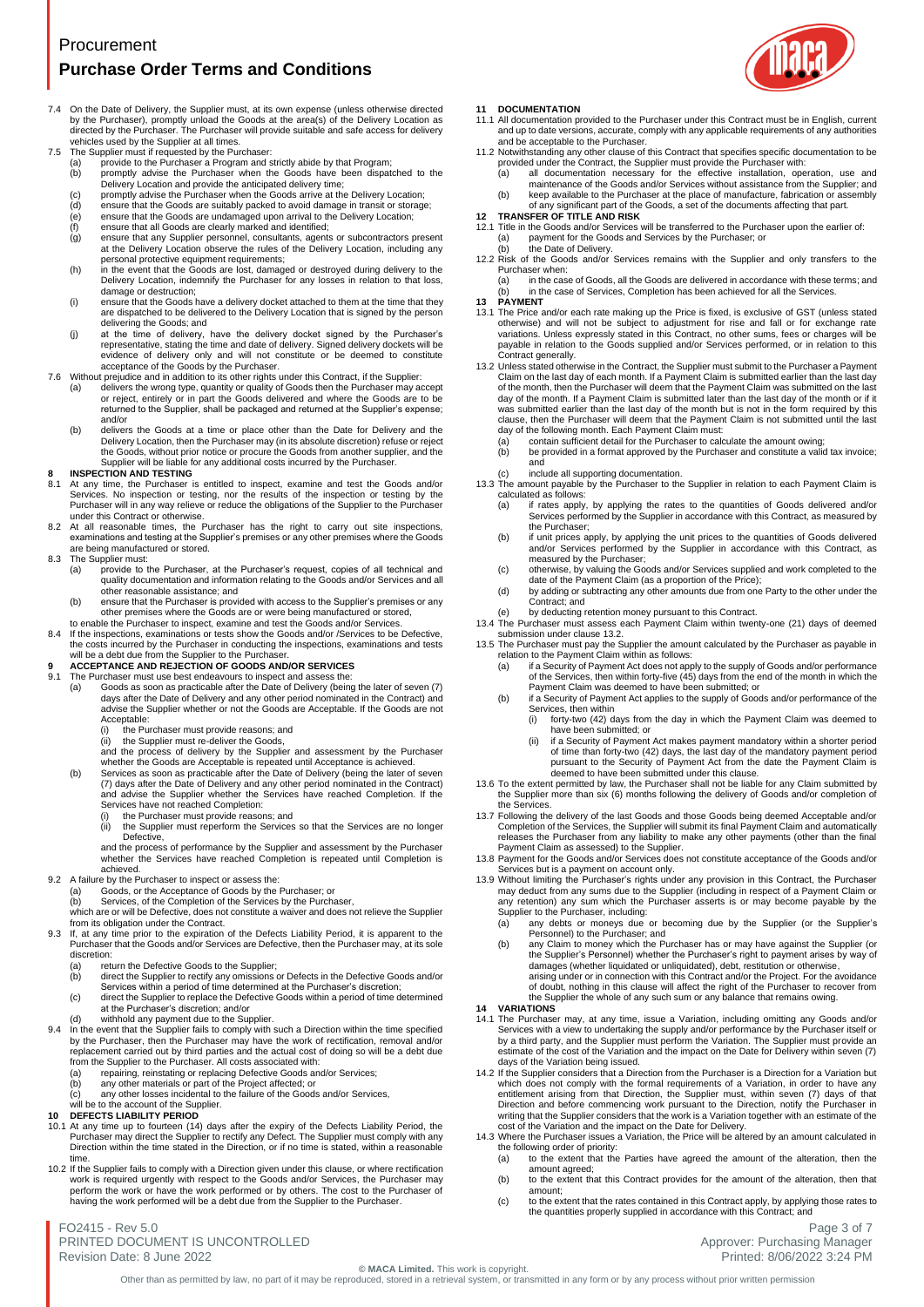7.4 On the Date of Delivery, the Supplier must, at its own expense (unless otherwise directed by the Purchaser), promptly unload the Goods at the area(s) of the Delivery Location as directed by the Purchaser. The Purchaser will provide suitable and safe access for delivery vehicles used by the Supplier at all times.

7.5 The Supplier must if requested by the Purchaser:
- (a) provide to the Purchaser a Program and strictly abide by that Program;
- (b) promptly advise the Purchaser when the Goods have been dispatched to the Delivery Location and provide the anticipated delivery time;
- (c) promptly advise the Purchaser when the Goods arrive at the Delivery Location;
- (d) ensure that the Goods are suitably packed to avoid damage in transit or storage;
- (e) ensure that the Goods are undamaged upon arrival to the Delivery Location;
- (f) ensure that all Goods are clearly marked and identified;
- (g) ensure that any Supplier personnel, consultants, agents or subcontractors present at the Delivery Location observe the rules of the Delivery Location, including any personal protective equipment requirements;
- (h) in the event that the Goods are lost, damaged or destroyed during delivery to the Delivery Location, indemnify the Purchaser for any losses in relation to that loss, damage or destruction;
- (i) ensure that the Goods have a delivery docket attached to them at the time that they are dispatched to be delivered to the Delivery Location that is signed by the person delivering the Goods; and
- (j) at the time of delivery, have the delivery docket signed by the Purchaser's representative, stating the time and date of delivery. Signed delivery dockets will be evidence of delivery only and will not constitute or be deemed to constitute acceptance of the Goods by the Purchaser.

7.6 Without prejudice and in addition to its other rights under this Contract, if the Supplier:
- (a) delivers the wrong type, quantity or quality of Goods then the Purchaser may accept or reject, entirely or in part the Goods delivered and where the Goods are to be returned to the Supplier, shall be packaged and returned at the Supplier's expense; and/or
- (b) delivers the Goods at a time or place other than the Date for Delivery and the Delivery Location, then the Purchaser may (in its absolute discretion) refuse or reject the Goods, without prior notice or procure the Goods from another supplier, and the Supplier will be liable for any additional costs incurred by the Purchaser.

## 8 INSPECTION AND TESTING

8.1 At any time, the Purchaser is entitled to inspect, examine and test the Goods and/or Services. No inspection or testing, nor the results of the inspection or testing by the Purchaser will in any way relieve or reduce the obligations of the Supplier to the Purchaser under this Contract or otherwise.

8.2 At all reasonable times, the Purchaser has the right to carry out site inspections, examinations and testing at the Supplier's premises or any other premises where the Goods are being manufactured or stored.

8.3 The Supplier must:
- (a) provide to the Purchaser, at the Purchaser's request, copies of all technical and quality documentation and information relating to the Goods and/or Services and all other reasonable assistance; and
- (b) ensure that the Purchaser is provided with access to the Supplier's premises or any other premises where the Goods are or were being manufactured or stored,

to enable the Purchaser to inspect, examine and test the Goods and/or Services.

8.4 If the inspections, examinations or tests show the Goods and/or /Services to be Defective, the costs incurred by the Purchaser in conducting the inspections, examinations and tests will be a debt due from the Supplier to the Purchaser.

## 9 ACCEPTANCE AND REJECTION OF GOODS AND/OR SERVICES

9.1 The Purchaser must use best endeavours to inspect and assess the:
- (a) Goods as soon as practicable after the Date of Delivery (being the later of seven (7) days after the Date of Delivery and any other period nominated in the Contract) and advise the Supplier whether or not the Goods are Acceptable. If the Goods are not Acceptable:
  - (i) the Purchaser must provide reasons; and
  - (ii) the Supplier must re-deliver the Goods,

  and the process of delivery by the Supplier and assessment by the Purchaser whether the Goods are Acceptable is repeated until Acceptance is achieved.
- (b) Services as soon as practicable after the Date of Delivery (being the later of seven (7) days after the Date of Delivery and any other period nominated in the Contract) and advise the Supplier whether the Services have reached Completion. If the Services have not reached Completion:
  - (i) the Purchaser must provide reasons; and
  - (ii) the Supplier must reperform the Services so that the Services are no longer Defective,

  and the process of performance by the Supplier and assessment by the Purchaser whether the Services have reached Completion is repeated until Completion is achieved.

9.2 A failure by the Purchaser to inspect or assess the:
- (a) Goods, or the Acceptance of Goods by the Purchaser; or
- (b) Services, of the Completion of the Services by the Purchaser,

which are or will be Defective, does not constitute a waiver and does not relieve the Supplier from its obligation under the Contract.

9.3 If, at any time prior to the expiration of the Defects Liability Period, it is apparent to the Purchaser that the Goods and/or Services are Defective, then the Purchaser may, at its sole discretion:
- (a) return the Defective Goods to the Supplier;
- (b) direct the Supplier to rectify any omissions or Defects in the Defective Goods and/or Services within a period of time determined at the Purchaser's discretion;
- (c) direct the Supplier to replace the Defective Goods within a period of time determined at the Purchaser's discretion; and/or
- (d) withhold any payment due to the Supplier.

9.4 In the event that the Supplier fails to comply with such a Direction within the time specified by the Purchaser, then the Purchaser may have the work of rectification, removal and/or replacement carried out by third parties and the actual cost of doing so will be a debt due from the Supplier to the Purchaser. All costs associated with:
- (a) repairing, reinstating or replacing Defective Goods and/or Services;
- (b) any other materials or part of the Project affected; or
- (c) any other losses incidental to the failure of the Goods and/or Services,

will be to the account of the Supplier.

## 10 DEFECTS LIABILITY PERIOD

10.1 At any time up to fourteen (14) days after the expiry of the Defects Liability Period, the Purchaser may direct the Supplier to rectify any Defect. The Supplier must comply with any Direction within the time stated in the Direction, or if no time is stated, within a reasonable time.

10.2 If the Supplier fails to comply with a Direction given under this clause, or where rectification work is required urgently with respect to the Goods and/or Services, the Purchaser may perform the work or have the work performed or by others. The cost to the Purchaser of having the work performed will be a debt due from the Supplier to the Purchaser.

## 11 DOCUMENTATION

11.1 All documentation provided to the Purchaser under this Contract must be in English, current and up to date versions, accurate, comply with any applicable requirements of any authorities and be acceptable to the Purchaser.

11.2 Notwithstanding any other clause of this Contract that specifies specific documentation to be provided under the Contract, the Supplier must provide the Purchaser with:
- (a) all documentation necessary for the effective installation, operation, use and maintenance of the Goods and/or Services without assistance from the Supplier; and
- (b) keep available to the Purchaser at the place of manufacture, fabrication or assembly of any significant part of the Goods, a set of the documents affecting that part.

## 12 TRANSFER OF TITLE AND RISK

12.1 Title in the Goods and/or Services will be transferred to the Purchaser upon the earlier of:
- (a) payment for the Goods and Services by the Purchaser; or
- (b) the Date of Delivery.

12.2 Risk of the Goods and/or Services remains with the Supplier and only transfers to the Purchaser when:
- (a) in the case of Goods, all the Goods are delivered in accordance with these terms; and
- (b) in the case of Services, Completion has been achieved for all the Services.

## 13 PAYMENT

13.1 The Price and/or each rate making up the Price is fixed, is exclusive of GST (unless stated otherwise) and will not be subject to adjustment for rise and fall or for exchange rate variations. Unless expressly stated in this Contract, no other sums, fees or charges will be payable in relation to the Goods supplied and/or Services performed, or in relation to this Contract generally.

13.2 Unless stated otherwise in the Contract, the Supplier must submit to the Purchaser a Payment Claim on the last day of each month. If a Payment Claim is submitted earlier than the last day of the month, then the Purchaser will deem that the Payment Claim was submitted on the last day of the month. If a Payment Claim is submitted later than the last day of the month or if it was submitted earlier than the last day of the month but is not in the form required by this clause, then the Purchaser will deem that the Payment Claim is not submitted until the last day of the following month. Each Payment Claim must:
- (a) contain sufficient detail for the Purchaser to calculate the amount owing;
- (b) be provided in a format approved by the Purchaser and constitute a valid tax invoice; and
- (c) include all supporting documentation.

13.3 The amount payable by the Purchaser to the Supplier in relation to each Payment Claim is calculated as follows:
- (a) if rates apply, by applying the rates to the quantities of Goods delivered and/or Services performed by the Supplier in accordance with this Contract, as measured by the Purchaser;
- (b) if unit prices apply, by applying the unit prices to the quantities of Goods delivered and/or Services performed by the Supplier in accordance with this Contract, as measured by the Purchaser;
- (c) otherwise, by valuing the Goods and/or Services supplied and work completed to the date of the Payment Claim (as a proportion of the Price);
- (d) by adding or subtracting any other amounts due from one Party to the other under the Contract; and
- (e) by deducting retention money pursuant to this Contract.

13.4 The Purchaser must assess each Payment Claim within twenty-one (21) days of deemed submission under clause 13.2.

13.5 The Purchaser must pay the Supplier the amount calculated by the Purchaser as payable in relation to the Payment Claim within as follows:
- (a) if a Security of Payment Act does not apply to the supply of Goods and/or performance of the Services, then within forty-five (45) days from the end of the month in which the Payment Claim was deemed to have been submitted; or
- (b) if a Security of Payment Act applies to the supply of Goods and/or performance of the Services, then within
  - (i) forty-two (42) days from the day in which the Payment Claim was deemed to have been submitted; or
  - (ii) if a Security of Payment Act makes payment mandatory within a shorter period of time than forty-two (42) days, the last day of the mandatory payment period pursuant to the Security of Payment Act from the date the Payment Claim is deemed to have been submitted under this clause.

13.6 To the extent permitted by law, the Purchaser shall not be liable for any Claim submitted by the Supplier more than six (6) months following the delivery of Goods and/or completion of the Services.

13.7 Following the delivery of the last Goods and those Goods being deemed Acceptable and/or Completion of the Services, the Supplier will submit its final Payment Claim and automatically releases the Purchaser from any liability to make any other payments (other than the final Payment Claim as assessed) to the Supplier.

13.8 Payment for the Goods and/or Services does not constitute acceptance of the Goods and/or Services but is a payment on account only.

13.9 Without limiting the Purchaser's rights under any provision in this Contract, the Purchaser may deduct from any sums due to the Supplier (including in respect of a Payment Claim or any retention) any sum which the Purchaser asserts is or may become payable by the Supplier to the Purchaser, including:
- (a) any debts or moneys due or becoming due by the Supplier (or the Supplier's Personnel) to the Purchaser; and
- (b) any Claim to money which the Purchaser has or may have against the Supplier (or the Supplier's Personnel) whether the Purchaser's right to payment arises by way of damages (whether liquidated or unliquidated), debt, restitution or otherwise,

arising under or in connection with this Contract and/or the Project. For the avoidance of doubt, nothing in this clause will affect the right of the Purchaser to recover from the Supplier the whole of any such sum or any balance that remains owing.

## 14 VARIATIONS

14.1 The Purchaser may, at any time, issue a Variation, including omitting any Goods and/or Services with a view to undertaking the supply and/or performance by the Purchaser itself or by a third party, and the Supplier must perform the Variation. The Supplier must provide an estimate of the cost of the Variation and the impact on the Date for Delivery within seven (7) days of the Variation being issued.

14.2 If the Supplier considers that a Direction from the Purchaser is a Direction for a Variation but which does not comply with the formal requirements of a Variation, in order to have any entitlement arising from that Direction, the Supplier must, within seven (7) days of that Direction and before commencing work pursuant to the Direction, notify the Purchaser in writing that the Supplier considers that the work is a Variation together with an estimate of the cost of the Variation and the impact on the Date for Delivery.

14.3 Where the Purchaser issues a Variation, the Price will be altered by an amount calculated in the following order of priority:
- (a) to the extent that the Parties have agreed the amount of the alteration, then the amount agreed;
- (b) to the extent that this Contract provides for the amount of the alteration, then that amount;
- (c) to the extent that the rates contained in this Contract apply, by applying those rates to the quantities properly supplied in accordance with this Contract; and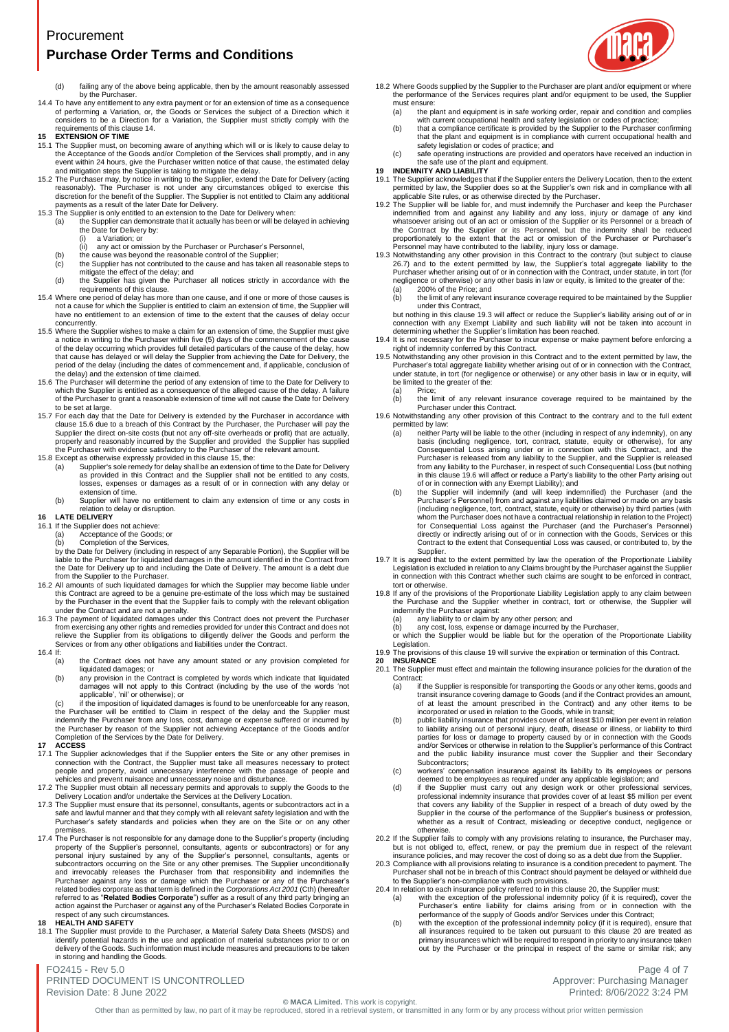(d) failing any of the above being applicable, then by the amount reasonably assessed by the Purchaser.

14.4 To have any entitlement to any extra payment or for an extension of time as a consequence of performing a Variation, or, the Goods or Services the subject of a Direction which it considers to be a Direction for a Variation, the Supplier must strictly comply with the requirements of this clause 14.

## 15 EXTENSION OF TIME

15.1 The Supplier must, on becoming aware of anything which will or is likely to cause delay to the Acceptance of the Goods and/or Completion of the Services shall promptly, and in any event within 24 hours, give the Purchaser written notice of that cause, the estimated delay and mitigation steps the Supplier is taking to mitigate the delay.

15.2 The Purchaser may, by notice in writing to the Supplier, extend the Date for Delivery (acting reasonably). The Purchaser is not under any circumstances obliged to exercise this discretion for the benefit of the Supplier. The Supplier is not entitled to Claim any additional payments as a result of the later Date for Delivery.

15.3 The Supplier is only entitled to an extension to the Date for Delivery when:

(a) the Supplier can demonstrate that it actually has been or will be delayed in achieving the Date for Delivery by:

(i) a Variation; or

(ii) any act or omission by the Purchaser or Purchaser's Personnel,

(b) the cause was beyond the reasonable control of the Supplier;

(c) the Supplier has not contributed to the cause and has taken all reasonable steps to mitigate the effect of the delay; and

(d) the Supplier has given the Purchaser all notices strictly in accordance with the requirements of this clause.

15.4 Where one period of delay has more than one cause, and if one or more of those causes is not a cause for which the Supplier is entitled to claim an extension of time, the Supplier will have no entitlement to an extension of time to the extent that the causes of delay occur concurrently.

15.5 Where the Supplier wishes to make a claim for an extension of time, the Supplier must give a notice in writing to the Purchaser within five (5) days of the commencement of the cause of the delay occurring which provides full detailed particulars of the cause of the delay, how that cause has delayed or will delay the Supplier from achieving the Date for Delivery, the period of the delay (including the dates of commencement and, if applicable, conclusion of the delay) and the extension of time claimed.

15.6 The Purchaser will determine the period of any extension of time to the Date for Delivery to which the Supplier is entitled as a consequence of the alleged cause of the delay. A failure of the Purchaser to grant a reasonable extension of time will not cause the Date for Delivery to be set at large.

15.7 For each day that the Date for Delivery is extended by the Purchaser in accordance with clause 15.6 due to a breach of this Contract by the Purchaser, the Purchaser will pay the Supplier the direct on-site costs (but not any off-site overheads or profit) that are actually, properly and reasonably incurred by the Supplier and provided the Supplier has supplied the Purchaser with evidence satisfactory to the Purchaser of the relevant amount.

15.8 Except as otherwise expressly provided in this clause 15, the:

(a) Supplier's sole remedy for delay shall be an extension of time to the Date for Delivery as provided in this Contract and the Supplier shall not be entitled to any costs, losses, expenses or damages as a result of or in connection with any delay or extension of time.

(b) Supplier will have no entitlement to claim any extension of time or any costs in relation to delay or disruption.

## 16 LATE DELIVERY

16.1 If the Supplier does not achieve:

(a) Acceptance of the Goods; or

(b) Completion of the Services,

by the Date for Delivery (including in respect of any Separable Portion), the Supplier will be liable to the Purchaser for liquidated damages in the amount identified in the Contract from the Date for Delivery up to and including the Date of Delivery. The amount is a debt due from the Supplier to the Purchaser.

16.2 All amounts of such liquidated damages for which the Supplier may become liable under this Contract are agreed to be a genuine pre-estimate of the loss which may be sustained by the Purchaser in the event that the Supplier fails to comply with the relevant obligation under the Contract and are not a penalty.

16.3 The payment of liquidated damages under this Contract does not prevent the Purchaser from exercising any other rights and remedies provided for under this Contract and does not relieve the Supplier from its obligations to diligently deliver the Goods and perform the Services or from any other obligations and liabilities under the Contract.

16.4 If:

(a) the Contract does not have any amount stated or any provision completed for liquidated damages; or

(b) any provision in the Contract is completed by words which indicate that liquidated damages will not apply to this Contract (including by the use of the words 'not applicable', 'nil' or otherwise); or

(c) if the imposition of liquidated damages is found to be unenforceable for any reason, the Purchaser will be entitled to Claim in respect of the delay and the Supplier must indemnify the Purchaser from any loss, cost, damage or expense suffered or incurred by the Purchaser by reason of the Supplier not achieving Acceptance of the Goods and/or Completion of the Services by the Date for Delivery.

## 17 ACCESS

17.1 The Supplier acknowledges that if the Supplier enters the Site or any other premises in connection with the Contract, the Supplier must take all measures necessary to protect people and property, avoid unnecessary interference with the passage of people and vehicles and prevent nuisance and unnecessary noise and disturbance.

17.2 The Supplier must obtain all necessary permits and approvals to supply the Goods to the Delivery Location and/or undertake the Services at the Delivery Location.

17.3 The Supplier must ensure that its personnel, consultants, agents or subcontractors act in a safe and lawful manner and that they comply with all relevant safety legislation and with the Purchaser's safety standards and policies when they are on the Site or on any other premises.

17.4 The Purchaser is not responsible for any damage done to the Supplier's property (including property of the Supplier's personnel, consultants, agents or subcontractors) or for any personal injury sustained by any of the Supplier's personnel, consultants, agents or subcontractors occurring on the Site or any other premises. The Supplier unconditionally and irrevocably releases the Purchaser from that responsibility and indemnifies the Purchaser against any loss or damage which the Purchaser or any of the Purchaser's related bodies corporate as that term is defined in the *Corporations Act 2001* (Cth) (hereafter referred to as "**Related Bodies Corporate**") suffer as a result of any third party bringing an action against the Purchaser or against any of the Purchaser's Related Bodies Corporate in respect of any such circumstances.

## 18 HEALTH AND SAFETY

18.1 The Supplier must provide to the Purchaser, a Material Safety Data Sheets (MSDS) and identify potential hazards in the use and application of material substances prior to or on delivery of the Goods. Such information must include measures and precautions to be taken in storing and handling the Goods.

18.2 Where Goods supplied by the Supplier to the Purchaser are plant and/or equipment or where the performance of the Services requires plant and/or equipment to be used, the Supplier must ensure:

(a) the plant and equipment is in safe working order, repair and condition and complies with current occupational health and safety legislation or codes of practice;

(b) that a compliance certificate is provided by the Supplier to the Purchaser confirming that the plant and equipment is in compliance with current occupational health and safety legislation or codes of practice; and

(c) safe operating instructions are provided and operators have received an induction in the safe use of the plant and equipment.

## 19 INDEMNITY AND LIABILITY

19.1 The Supplier acknowledges that if the Supplier enters the Delivery Location, then to the extent permitted by law, the Supplier does so at the Supplier's own risk and in compliance with all applicable Site rules, or as otherwise directed by the Purchaser.

19.2 The Supplier will be liable for, and must indemnify the Purchaser and keep the Purchaser indemnified from and against any liability and any loss, injury or damage of any kind whatsoever arising out of an act or omission of the Supplier or its Personnel or a breach of the Contract by the Supplier or its Personnel, but the indemnity shall be reduced proportionately to the extent that the act or omission of the Purchaser or Purchaser's Personnel may have contributed to the liability, injury loss or damage.

19.3 Notwithstanding any other provision in this Contract to the contrary (but subject to clause 26.7) and to the extent permitted by law, the Supplier's total aggregate liability to the Purchaser whether arising out of or in connection with the Contract, under statute, in tort (for negligence or otherwise) or any other basis in law or equity, is limited to the greater of the:

(a) 200% of the Price; and

(b) the limit of any relevant insurance coverage required to be maintained by the Supplier under this Contract,

but nothing in this clause 19.3 will affect or reduce the Supplier's liability arising out of or in connection with any Exempt Liability and such liability will not be taken into account in determining whether the Supplier's limitation has been reached.

19.4 It is not necessary for the Purchaser to incur expense or make payment before enforcing a right of indemnity conferred by this Contract.

19.5 Notwithstanding any other provision in this Contract and to the extent permitted by law, the Purchaser's total aggregate liability whether arising out of or in connection with the Contract, under statute, in tort (for negligence or otherwise) or any other basis in law or in equity, will be limited to the greater of the:

(a) Price;

(b) the limit of any relevant insurance coverage required to be maintained by the Purchaser under this Contract.

19.6 Notwithstanding any other provision of this Contract to the contrary and to the full extent permitted by law:

(a) neither Party will be liable to the other (including in respect of any indemnity), on any basis (including negligence, tort, contract, statute, equity or otherwise), for any Consequential Loss arising under or in connection with this Contract, and the Purchaser is released from any liability to the Supplier, and the Supplier is released from any liability to the Purchaser, in respect of such Consequential Loss (but nothing in this clause 19.6 will affect or reduce a Party's liability to the other Party arising out of or in connection with any Exempt Liability); and

(b) the Supplier will indemnify (and will keep indemnified) the Purchaser (and the Purchaser's Personnel) from and against any liabilities claimed or made on any basis (including negligence, tort, contract, statute, equity or otherwise) by third parties (with whom the Purchaser does not have a contractual relationship in relation to the Project) for Consequential Loss against the Purchaser (and the Purchaser's Personnel) directly or indirectly arising out of or in connection with the Goods, Services or this Contract to the extent that Consequential Loss was caused, or contributed to, by the Supplier.

19.7 It is agreed that to the extent permitted by law the operation of the Proportionate Liability Legislation is excluded in relation to any Claims brought by the Purchaser against the Supplier in connection with this Contract whether such claims are sought to be enforced in contract, tort or otherwise.

19.8 If any of the provisions of the Proportionate Liability Legislation apply to any claim between the Purchase and the Supplier whether in contract, tort or otherwise, the Supplier will indemnify the Purchaser against:

(a) any liability to any other person; and

(b) any cost, loss, expense or damage incurred by the Purchaser,

or which the Supplier would be liable but for the operation of the Proportionate Liability Legislation.

19.9 The provisions of this clause 19 will survive the expiration or termination of this Contract.

## 20 INSURANCE

20.1 The Supplier must effect and maintain the following insurance policies for the duration of the Contract:

(a) if the Supplier is responsible for transporting the Goods or any other items, goods and transit insurance covering damage to Goods (and if the Contract provides an amount, of at least the amount prescribed in the Contract) and any other items to be incorporated or used in relation to the Goods, while in transit;

(b) public liability insurance that provides cover of at least $10 million per event in relation to liability arising out of personal injury, death, disease or illness, or liability to third parties for loss or damage to property caused by or in connection with the Goods and/or Services or otherwise in relation to the Supplier's performance of this Contract and the public liability insurance must cover the Supplier and their Secondary Subcontractors;

(c) workers' compensation insurance against its liability to its employees or persons deemed to be employees as required under any applicable legislation; and

(d) if the Supplier must carry out any design work or other professional services, professional indemnity insurance that provides cover of at least $5 million per event that covers any liability of the Supplier in respect of a breach of duty owed by the Supplier in the course of the performance of the Supplier's business or profession, whether as a result of Contract, misleading or deceptive conduct, negligence or otherwise.

20.2 If the Supplier fails to comply with any provisions relating to insurance, the Purchaser may, but is not obliged to, effect, renew, or pay the premium due in respect of the relevant insurance policies, and may recover the cost of doing so as a debt due from the Supplier.

20.3 Compliance with all provisions relating to insurance is a condition precedent to payment. The Purchaser shall not be in breach of this Contract should payment be delayed or withheld due to the Supplier's non-compliance with such provisions.

20.4 In relation to each insurance policy referred to in this clause 20, the Supplier must:

(a) with the exception of the professional indemnity policy (if it is required), cover the Purchaser's entire liability for claims arising from or in connection with the performance of the supply of Goods and/or Services under this Contract;

(b) with the exception of the professional indemnity policy (if it is required), ensure that all insurances required to be taken out pursuant to this clause 20 are treated as primary insurances which will be required to respond in priority to any insurance taken out by the Purchaser or the principal in respect of the same or similar risk; any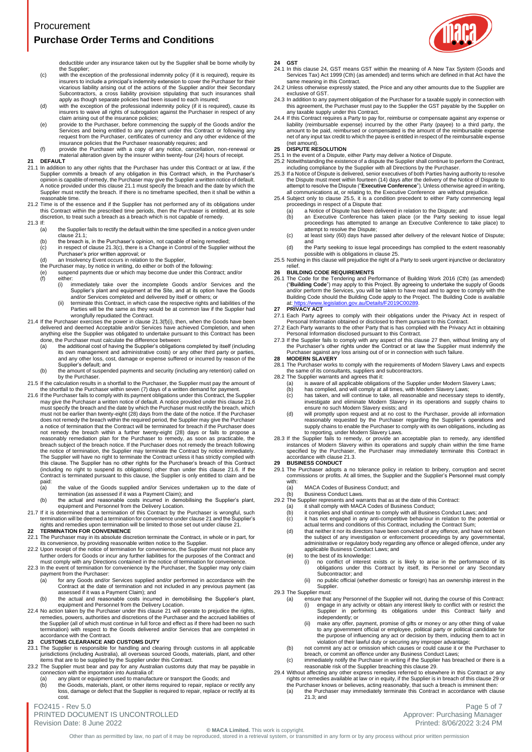deductible under any insurance taken out by the Supplier shall be borne wholly by the Supplier;

(c) with the exception of the professional indemnity policy (if it is required), require its insurers to include a principal's indemnity extension to cover the Purchaser for their vicarious liability arising out of the actions of the Supplier and/or their Secondary Subcontractors, a cross liability provision stipulating that such insurances shall apply as though separate policies had been issued to each insured;

(d) with the exception of the professional indemnity policy (if it is required), cause its insurers to waive all rights of subrogation against the Purchaser in respect of any claim arising out of the insurance policies;

(e) provide to the Purchaser, before commencing the supply of the Goods and/or the Services and being entitled to any payment under this Contract or following any request from the Purchaser, certificates of currency and any other evidence of the insurance policies that the Purchaser reasonably requires; and

(f) provide the Purchaser with a copy of any notice, cancellation, non-renewal or material alteration given by the insurer within twenty-four (24) hours of receipt.

## 21 DEFAULT

21.1 In addition to any other rights that the Purchaser has under this Contract or at law, if the Supplier commits a breach of any obligation in this Contract which, in the Purchaser's opinion is capable of remedy, the Purchaser may give the Supplier a written notice of default. A notice provided under this clause 21.1 must specify the breach and the date by which the Supplier must rectify the breach. If there is no timeframe specified, then it shall be within a reasonable time.

21.2 Time is of the essence and if the Supplier has not performed any of its obligations under this Contract within the prescribed time periods, then the Purchaser is entitled, at its sole discretion, to treat such a breach as a breach which is not capable of remedy.

21.3 If:

(a) the Supplier fails to rectify the default within the time specified in a notice given under clause 21.1;

(b) the breach is, in the Purchaser's opinion, not capable of being remedied;

(c) in respect of clause 21.3(c), there is a Change in Control of the Supplier without the Purchaser's prior written approval; or

(d) an Insolvency Event occurs in relation to the Supplier,

the Purchaser may, by notice in writing, do either or both of the following:

(e) suspend payments due or which may become due under this Contract; and/or

(f) either:

(i) immediately take over the incomplete Goods and/or Services and the Supplier's plant and equipment at the Site, and at its option have the Goods and/or Services completed and delivered by itself or others; or

(ii) terminate this Contract, in which case the respective rights and liabilities of the Parties will be the same as they would be at common law if the Supplier had wrongfully repudiated the Contract.

21.4 If the Purchaser exercises the power in clause 21.3(f)(i), then, when the Goods have been delivered and deemed Acceptable and/or Services have achieved Completion, and when anything else the Supplier was obligated to undertake pursuant to this Contract has been done, the Purchaser must calculate the difference between:

(a) the additional cost of having the Supplier's obligations completed by itself (including its own management and administrative costs) or any other third party or parties, and any other loss, cost, damage or expense suffered or incurred by reason of the Supplier's default; and

(b) the amount of suspended payments and security (including any retention) called on by the Purchaser.

21.5 If the calculation results in a shortfall to the Purchaser, the Supplier must pay the amount of the shortfall to the Purchaser within seven (7) days of a written demand for payment.

21.6 If the Purchaser fails to comply with its payment obligations under this Contract, the Supplier may give the Purchaser a written notice of default. A notice provided under this clause 21.6 must specify the breach and the date by which the Purchaser must rectify the breach, which must not be earlier than twenty-eight (28) days from the date of the notice. If the Purchaser does not remedy the breach within the required period, the Supplier may give the Purchaser a notice of termination that the Contract will be terminated for breach if the Purchaser does not remedy the breach within a further twenty-eight (28) days or fails to propose a reasonably remediation plan for the Purchaser to remedy, as soon as practicable, the breach subject of the breach notice. If the Purchaser does not remedy the breach following the notice of termination, the Supplier may terminate the Contract by notice immediately. The Supplier will have no right to terminate the Contract unless it has strictly complied with this clause. The Supplier has no other rights for the Purchaser's breach of this Contract (including no right to suspend its obligations) other than under this clause 21.6. If the Contract is terminated pursuant to this clause, the Supplier is only entitled to claim and be paid:

(a) the value of the Goods supplied and/or Services undertaken up to the date of termination (as assessed if it was a Payment Claim); and

(b) the actual and reasonable costs incurred in demobilising the Supplier's plant, equipment and Personnel from the Delivery Location.

21.7 If it is determined that a termination of this Contract by the Purchaser is wrongful, such termination will be deemed a termination for convenience under clause 21 and the Supplier's rights and remedies upon termination will be limited to those set out under clause 21.

## 22 TERMINATION FOR CONVENIENCE

22.1 The Purchaser may in its absolute discretion terminate the Contract, in whole or in part, for its convenience, by providing reasonable written notice to the Supplier.

22.2 Upon receipt of the notice of termination for convenience, the Supplier must not place any further orders for Goods or incur any further liabilities for the purposes of the Contract and must comply with any Directions contained in the notice of termination for convenience.

22.3 In the event of termination for convenience by the Purchaser, the Supplier may only claim payment from the Purchaser:

(a) for any Goods and/or Services supplied and/or performed in accordance with the Contract at the date of termination and not included in any previous payment (as assessed if it was a Payment Claim); and

(b) the actual and reasonable costs incurred in demobilising the Supplier's plant, equipment and Personnel from the Delivery Location.

22.4 No action taken by the Purchaser under this clause 21 will operate to prejudice the rights, remedies, powers, authorities and discretions of the Purchaser and the accrued liabilities of the Supplier (all of which must continue in full force and effect as if there had been no such termination) with respect to the Goods delivered and/or Services that are completed in accordance with the Contract.

## 23 CUSTOMS CLEARANCE AND CUSTOMS DUTY

23.1 The Supplier is responsible for handling and clearing through customs in all applicable jurisdictions (including Australia), all overseas sourced Goods, materials, plant, and other items that are to be supplied by the Supplier under this Contract.

23.2 The Supplier must bear and pay for any Australian customs duty that may be payable in connection with the importation into Australia of:

(a) any plant or equipment used to manufacture or transport the Goods; and

(b) the Goods, materials, plant, or other items required to repair, replace or rectify any loss, damage or defect that the Supplier is required to repair, replace or rectify at its cost.

## 24 GST

24.1 In this clause 24, GST means GST within the meaning of A New Tax System (Goods and Services Tax) Act 1999 (Cth) (as amended) and terms which are defined in that Act have the same meaning in this Contract.

24.2 Unless otherwise expressly stated, the Price and any other amounts due to the Supplier are exclusive of GST.

24.3 In addition to any payment obligation of the Purchaser for a taxable supply in connection with this agreement, the Purchaser must pay to the Supplier the GST payable by the Supplier on any taxable supply under this Contract.

24.4 If this Contract requires a Party to pay for, reimburse or compensate against any expense or liability (reimbursable expense) incurred by the other Party (payee) to a third party, the amount to be paid, reimbursed or compensated is the amount of the reimbursable expense net of any input tax credit to which the payee is entitled in respect of the reimbursable expense (net amount).

## 25 DISPUTE RESOLUTION

25.1 In the event of a Dispute, either Party may deliver a Notice of Dispute.

25.2 Notwithstanding the existence of a dispute the Supplier shall continue to perform the Contract, including compliance by the Supplier with all Directions by the Purchaser.

25.3 If a Notice of Dispute is delivered, senior executives of both Parties having authority to resolve the Dispute must meet within fourteen (14) days after the delivery of the Notice of Dispute to attempt to resolve the Dispute ("**Executive Conference**"). Unless otherwise agreed in writing, all communications at, or relating to, the Executive Conference are without prejudice.

25.4 Subject only to clause 25.5, it is a condition precedent to either Party commencing legal proceedings in respect of a Dispute that:

(a) a Notice of Dispute has been delivered in relation to the Dispute; and

(b) an Executive Conference has taken place (or the Party seeking to issue legal proceedings has attempted to arrange an Executive Conference to take place) to attempt to resolve the Dispute;

(c) at least sixty (60) days have passed after delivery of the relevant Notice of Dispute; and

(d) the Party seeking to issue legal proceedings has complied to the extent reasonably possible with its obligations in clause 25.

25.5 Nothing in this clause will prejudice the right of a Party to seek urgent injunctive or declaratory relief.

## 26 BUILDING CODE REQUIREMENTS

26.1 The Code for the Tendering and Performance of Building Work 2016 (Cth) (as amended) ("**Building Code**") may apply to this Project. By agreeing to undertake the supply of Goods and/or perform the Services, you will be taken to have read and to agree to comply with the Building Code should the Building Code apply to the Project. The Building Code is available at: https://www.legislation.gov.au/Details/F2019C00289.

## 27 PRIVACY ACT

27.1 Each Party agrees to comply with their obligations under the Privacy Act in respect of Personal Information obtained or disclosed to them pursuant to this Contract.

27.2 Each Party warrants to the other Party that is has complied with the Privacy Act in obtaining Personal Information disclosed pursuant to this Contract.

27.3 If the Supplier fails to comply with any aspect of this clause 27 then, without limiting any of the Purchaser's other rights under the Contract or at law the Supplier must indemnify the Purchaser against any loss arising out of or in connection with such failure.

## 28 MODERN SLAVERY

28.1 The Purchaser works to comply with the requirements of Modern Slavery Laws and expects the same of its consultants, suppliers and subcontractors.

28.2 The Supplier warrants and agrees that it:

(a) is aware of all applicable obligations of the Supplier under Modern Slavery Laws;

(b) has complied, and will comply at all times, with Modern Slavery Laws;

(c) has taken, and will continue to take, all reasonable and necessary steps to identify, investigate and eliminate Modern Slavery in its operations and supply chains to ensure no such Modern Slavery exists; and

(d) will promptly upon request and at no cost to the Purchaser, provide all information reasonably requested by the Purchaser regarding the Supplier's operations and supply chains to enable the Purchaser to comply with its own obligations, including as to reporting, under Modern Slavery Laws.

28.3 If the Supplier fails to remedy, or provide an acceptable plan to remedy, any identified instances of Modern Slavery within its operations and supply chain within the time frame specified by the Purchaser, the Purchaser may immediately terminate this Contract in accordance with clause 21.3.

## 29 BUSINESS CONDUCT

29.1 The Purchaser adopts a no tolerance policy in relation to bribery, corruption and secret commissions or profits. At all times, the Supplier and the Supplier's Personnel must comply with:

(a) MACA Codes of Business Conduct; and

(b) Business Conduct Laws.

29.2 The Supplier represents and warrants that as at the date of this Contract:

(a) it shall comply with MACA Codes of Business Conduct;

(b) it complies and shall continue to comply with all Business Conduct Laws; and

(c) it has not engaged in any anti-competitive behaviour in relation to the potential or actual terms and conditions of this Contract, including the Contract Sum;

(d) that neither it nor its directors have been convicted of any offence, and have not been the subject of any investigation or enforcement proceedings by any governmental, administrative or regulatory body regarding any offence or alleged offence, under any applicable Business Conduct Laws; and

(e) to the best of its knowledge:

(i) no conflict of interest exists or is likely to arise in the performance of its obligations under this Contract by itself, its Personnel or any Secondary Subcontractor; and

(ii) no public official (whether domestic or foreign) has an ownership interest in the Supplier.

29.3 The Supplier must:

(a) ensure that any Personnel of the Supplier will not, during the course of this Contract:

(i) engage in any activity or obtain any interest likely to conflict with or restrict the Supplier in performing its obligations under this Contract fairly and independently; or

(ii) make any offer, payment, promise of gifts or money or any other thing of value to any government official or employee, political party or political candidate for the purpose of influencing any act or decision by them, inducing them to act in violation of their lawful duty or securing any improper advantage;

(b) not commit any act or omission which causes or could cause it or the Purchaser to breach, or commit an offence under any Business Conduct Laws;

(c) immediately notify the Purchaser in writing if the Supplier has breached or there is a reasonable risk of the Supplier breaching this clause 29.

29.4 Without affecting any other express remedies referred to elsewhere in this Contract or any rights or remedies available at law or in equity, if the Supplier is in breach of this clause 29 or the Purchaser knows or believes, acting reasonably, that such a breach is imminent then:

(a) the Purchaser may immediately terminate this Contract in accordance with clause 21.3; and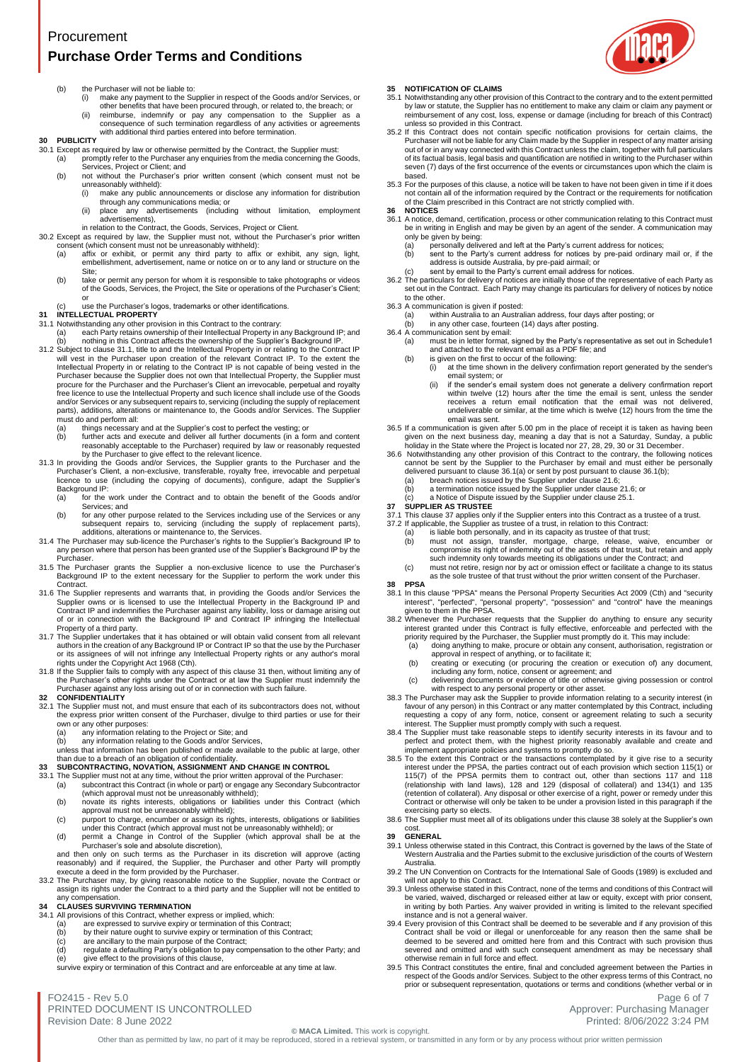(b) the Purchaser will not be liable to:
   (i) make any payment to the Supplier in respect of the Goods and/or Services, or other benefits that have been procured through, or related to, the breach; or
   (ii) reimburse, indemnify or pay any compensation to the Supplier as a consequence of such termination regardless of any activities or agreements with additional third parties entered into before termination.

## 30 PUBLICITY

30.1 Except as required by law or otherwise permitted by the Contract, the Supplier must:
   (a) promptly refer to the Purchaser any enquiries from the media concerning the Goods, Services, Project or Client; and
   (b) not without the Purchaser's prior written consent (which consent must not be unreasonably withheld):
      (i) make any public announcements or disclose any information for distribution through any communications media; or
      (ii) place any advertisements (including without limitation, employment advertisements),

   in relation to the Contract, the Goods, Services, Project or Client.

30.2 Except as required by law, the Supplier must not, without the Purchaser's prior written consent (which consent must not be unreasonably withheld):
   (a) affix or exhibit, or permit any third party to affix or exhibit, any sign, light, embellishment, advertisement, name or notice on or to any land or structure on the Site;
   (b) take or permit any person for whom it is responsible to take photographs or videos of the Goods, Services, the Project, the Site or operations of the Purchaser's Client; or
   (c) use the Purchaser's logos, trademarks or other identifications.

## 31 INTELLECTUAL PROPERTY

31.1 Notwithstanding any other provision in this Contract to the contrary:
   (a) each Party retains ownership of their Intellectual Property in any Background IP; and
   (b) nothing in this Contract affects the ownership of the Supplier's Background IP.

31.2 Subject to clause 31.1, title to and the Intellectual Property in or relating to the Contract IP will vest in the Purchaser upon creation of the relevant Contract IP. To the extent the Intellectual Property in or relating to the Contract IP is not capable of being vested in the Purchaser because the Supplier does not own that Intellectual Property, the Supplier must procure for the Purchaser and the Purchaser's Client an irrevocable, perpetual and royalty free licence to use the Intellectual Property and such licence shall include use of the Goods and/or Services or any subsequent repairs to, servicing (including the supply of replacement parts), additions, alterations or maintenance to, the Goods and/or Services. The Supplier must do and perform all:
   (a) things necessary and at the Supplier's cost to perfect the vesting; or
   (b) further acts and execute and deliver all further documents (in a form and content reasonably acceptable to the Purchaser) required by law or reasonably requested by the Purchaser to give effect to the relevant licence.

31.3 In providing the Goods and/or Services, the Supplier grants to the Purchaser and the Purchaser's Client, a non-exclusive, transferable, royalty free, irrevocable and perpetual licence to use (including the copying of documents), configure, adapt the Supplier's Background IP:
   (a) for the work under the Contract and to obtain the benefit of the Goods and/or Services; and
   (b) for any other purpose related to the Services including use of the Services or any subsequent repairs to, servicing (including the supply of replacement parts), additions, alterations or maintenance to, the Services.

31.4 The Purchaser may sub-licence the Purchaser's rights to the Supplier's Background IP to any person where that person has been granted use of the Supplier's Background IP by the Purchaser.

31.5 The Purchaser grants the Supplier a non-exclusive licence to use the Purchaser's Background IP to the extent necessary for the Supplier to perform the work under this Contract.

31.6 The Supplier represents and warrants that, in providing the Goods and/or Services the Supplier owns or is licensed to use the Intellectual Property in the Background IP and Contract IP and indemnifies the Purchaser against any liability, loss or damage arising out of or in connection with the Background IP and Contract IP infringing the Intellectual Property of a third party.

31.7 The Supplier undertakes that it has obtained or will obtain valid consent from all relevant authors in the creation of any Background IP or Contract IP so that the use by the Purchaser or its assignees of will not infringe any Intellectual Property rights or any author's moral rights under the Copyright Act 1968 (Cth).

31.8 If the Supplier fails to comply with any aspect of this clause 31 then, without limiting any of the Purchaser's other rights under the Contract or at law the Supplier must indemnify the Purchaser against any loss arising out of or in connection with such failure.

## 32 CONFIDENTIALITY

32.1 The Supplier must not, and must ensure that each of its subcontractors does not, without the express prior written consent of the Purchaser, divulge to third parties or use for their own or any other purposes:
   (a) any information relating to the Project or Site; and
   (b) any information relating to the Goods and/or Services,

unless that information has been published or made available to the public at large, other than due to a breach of an obligation of confidentiality.

## 33 SUBCONTRACTING, NOVATION, ASSIGNMENT AND CHANGE IN CONTROL

33.1 The Supplier must not at any time, without the prior written approval of the Purchaser:
   (a) subcontract this Contract (in whole or part) or engage any Secondary Subcontractor (which approval must not be unreasonably withheld);
   (b) novate its rights interests, obligations or liabilities under this Contract (which approval must not be unreasonably withheld);
   (c) purport to charge, encumber or assign its rights, interests, obligations or liabilities under this Contract (which approval must not be unreasonably withheld); or
   (d) permit a Change in Control of the Supplier (which approval shall be at the Purchaser's sole and absolute discretion),

and then only on such terms as the Purchaser in its discretion will approve (acting reasonably) and if required, the Supplier, the Purchaser and other Party will promptly execute a deed in the form provided by the Purchaser.

33.2 The Purchaser may, by giving reasonable notice to the Supplier, novate the Contract or assign its rights under the Contract to a third party and the Supplier will not be entitled to any compensation.

## 34 CLAUSES SURVIVING TERMINATION

34.1 All provisions of this Contract, whether express or implied, which:
   (a) are expressed to survive expiry or termination of this Contract;
   (b) by their nature ought to survive expiry or termination of this Contract;
   (c) are ancillary to the main purpose of the Contract;
   (d) regulate a defaulting Party's obligation to pay compensation to the other Party; and
   (e) give effect to the provisions of this clause,

survive expiry or termination of this Contract and are enforceable at any time at law.

## 35 NOTIFICATION OF CLAIMS

35.1 Notwithstanding any other provision of this Contract to the contrary and to the extent permitted by law or statute, the Supplier has no entitlement to make any claim or claim any payment or reimbursement of any cost, loss, expense or damage (including for breach of this Contract) unless so provided in this Contract.

35.2 If this Contract does not contain specific notification provisions for certain claims, the Purchaser will not be liable for any Claim made by the Supplier in respect of any matter arising out of or in any way connected with this Contract unless the claim, together with full particulars of its factual basis, legal basis and quantification are notified in writing to the Purchaser within seven (7) days of the first occurrence of the events or circumstances upon which the claim is based.

35.3 For the purposes of this clause, a notice will be taken to have not been given in time if it does not contain all of the information required by the Contract or the requirements for notification of the Claim prescribed in this Contract are not strictly complied with.

## 36 NOTICES

36.1 A notice, demand, certification, process or other communication relating to this Contract must be in writing in English and may be given by an agent of the sender. A communication may only be given by being:
   (a) personally delivered and left at the Party's current address for notices;
   (b) sent to the Party's current address for notices by pre-paid ordinary mail or, if the address is outside Australia, by pre-paid airmail; or
   (c) sent by email to the Party's current email address for notices.

36.2 The particulars for delivery of notices are initially those of the representative of each Party as set out in the Contract. Each Party may change its particulars for delivery of notices by notice to the other.

36.3 A communication is given if posted:
   (a) within Australia to an Australian address, four days after posting; or
   (b) in any other case, fourteen (14) days after posting.

36.4 A communication sent by email:
   (a) must be in letter format, signed by the Party's representative as set out in Schedule1 and attached to the relevant email as a PDF file; and
   (b) is given on the first to occur of the following:
      (i) at the time shown in the delivery confirmation report generated by the sender's email system; or
      (ii) if the sender's email system does not generate a delivery confirmation report within twelve (12) hours after the time the email is sent, unless the sender receives a return email notification that the email was not delivered, undeliverable or similar, at the time which is twelve (12) hours from the time the email was sent.

36.5 If a communication is given after 5.00 pm in the place of receipt it is taken as having been given on the next business day, meaning a day that is not a Saturday, Sunday, a public holiday in the State where the Project is located nor 27, 28, 29, 30 or 31 December.

36.6 Notwithstanding any other provision of this Contract to the contrary, the following notices cannot be sent by the Supplier to the Purchaser by email and must either be personally delivered pursuant to clause 36.1(a) or sent by post pursuant to clause 36.1(b);
   (a) breach notices issued by the Supplier under clause 21.6;
   (b) a termination notice issued by the Supplier under clause 21.6; or
   (c) a Notice of Dispute issued by the Supplier under clause 25.1.

## 37 SUPPLIER AS TRUSTEE

37.1 This clause 37 applies only if the Supplier enters into this Contract as a trustee of a trust.

37.2 If applicable, the Supplier as trustee of a trust, in relation to this Contract:
   (a) is liable both personally, and in its capacity as trustee of that trust;
   (b) must not assign, transfer, mortgage, charge, release, waive, encumber or compromise its right of indemnity out of the assets of that trust, but retain and apply such indemnity only towards meeting its obligations under the Contract; and
   (c) must not retire, resign nor by act or omission effect or facilitate a change to its status as the sole trustee of that trust without the prior written consent of the Purchaser.

## 38 PPSA

38.1 In this clause "PPSA" means the Personal Property Securities Act 2009 (Cth) and "security interest", "perfected", "personal property", "possession" and "control" have the meanings given to them in the PPSA.

38.2 Whenever the Purchaser requests that the Supplier do anything to ensure any security interest granted under this Contract is fully effective, enforceable and perfected with the priority required by the Purchaser, the Supplier must promptly do it. This may include:
   (a) doing anything to make, procure or obtain any consent, authorisation, registration or approval in respect of anything, or to facilitate it;
   (b) creating or executing (or procuring the creation or execution of) any document, including any form, notice, consent or agreement; and
   (c) delivering documents or evidence of title or otherwise giving possession or control with respect to any personal property or other asset.

38.3 The Purchaser may ask the Supplier to provide information relating to a security interest (in favour of any person) in this Contract or any matter contemplated by this Contract, including requesting a copy of any form, notice, consent or agreement relating to such a security interest. The Supplier must promptly comply with such a request.

38.4 The Supplier must take reasonable steps to identify security interests in its favour and to perfect and protect them, with the highest priority reasonably available and create and implement appropriate policies and systems to promptly do so.

38.5 To the extent this Contract or the transactions contemplated by it give rise to a security interest under the PPSA, the parties contract out of each provision which section 115(1) or 115(7) of the PPSA permits them to contract out, other than sections 117 and 118 (relationship with land laws), 128 and 129 (disposal of collateral) and 134(1) and 135 (retention of collateral). Any disposal or other exercise of a right, power or remedy under this Contract or otherwise will only be taken to be under a provision listed in this paragraph if the exercising party so elects.

38.6 The Supplier must meet all of its obligations under this clause 38 solely at the Supplier's own cost.

## 39 GENERAL

39.1 Unless otherwise stated in this Contract, this Contract is governed by the laws of the State of Western Australia and the Parties submit to the exclusive jurisdiction of the courts of Western Australia.

39.2 The UN Convention on Contracts for the International Sale of Goods (1989) is excluded and will not apply to this Contract.

39.3 Unless otherwise stated in this Contract, none of the terms and conditions of this Contract will be varied, waived, discharged or released either at law or equity, except with prior consent, in writing by both Parties. Any waiver provided in writing is limited to the relevant specified instance and is not a general waiver.

39.4 Every provision of this Contract shall be deemed to be severable and if any provision of this Contract shall be void or illegal or unenforceable for any reason then the same shall be deemed to be severed and omitted here from and this Contract with such provision thus severed and omitted and with such consequent amendment as may be necessary shall otherwise remain in full force and effect.

39.5 This Contract constitutes the entire, final and concluded agreement between the Parties in respect of the Goods and/or Services. Subject to the other express terms of this Contract, no prior or subsequent representation, quotations or terms and conditions (whether verbal or in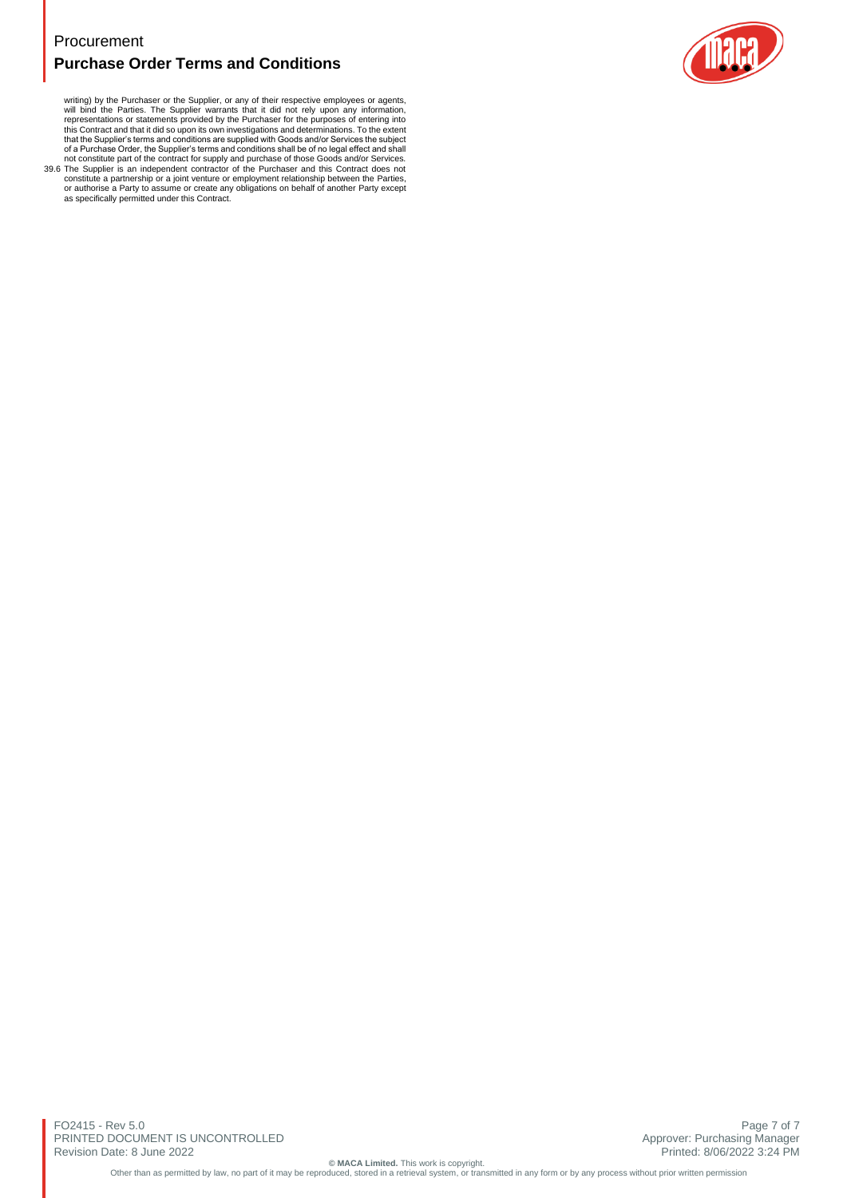writing) by the Purchaser or the Supplier, or any of their respective employees or agents, will bind the Parties. The Supplier warrants that it did not rely upon any information, representations or statements provided by the Purchaser for the purposes of entering into this Contract and that it did so upon its own investigations and determinations. To the extent that the Supplier's terms and conditions are supplied with Goods and/or Services the subject of a Purchase Order, the Supplier's terms and conditions shall be of no legal effect and shall not constitute part of the contract for supply and purchase of those Goods and/or Services.

39.6 The Supplier is an independent contractor of the Purchaser and this Contract does not constitute a partnership or a joint venture or employment relationship between the Parties, or authorise a Party to assume or create any obligations on behalf of another Party except as specifically permitted under this Contract.